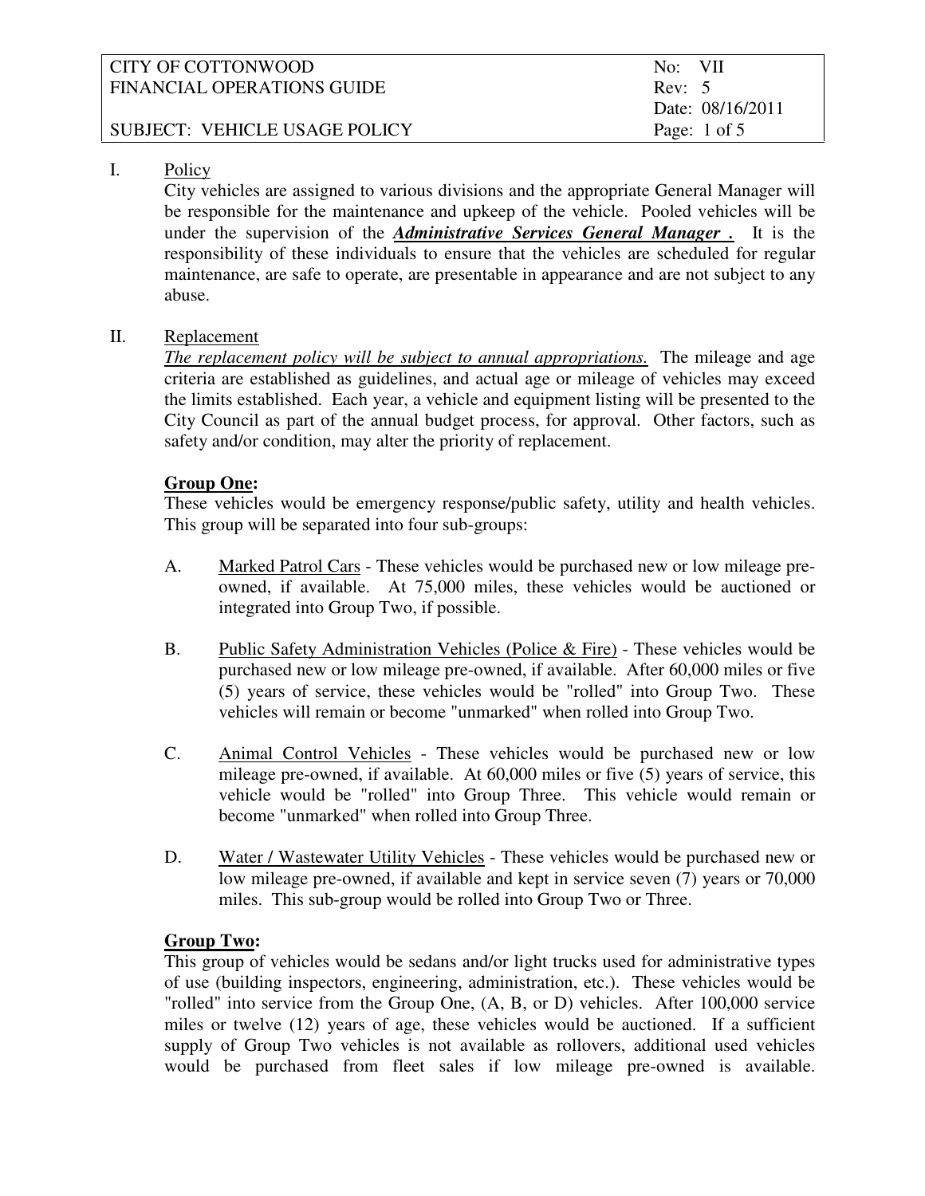| CITY OF COTTONWOOD | No: VII |
| --- | --- |
| FINANCIAL OPERATIONS GUIDE | Rev: 5 |
| | Date: 08/16/2011 |
| SUBJECT: VEHICLE USAGE POLICY | |

I. Policy

City vehicles are assigned to various divisions and the appropriate General Manager will be responsible for the maintenance and upkeep of the vehicle. Pooled vehicles will be under the supervision of the ***Administrative Services General Manager .*** It is the responsibility of these individuals to ensure that the vehicles are scheduled for regular maintenance, are safe to operate, are presentable in appearance and are not subject to any abuse.

II. Replacement

*The replacement policy will be subject to annual appropriations.* The mileage and age criteria are established as guidelines, and actual age or mileage of vehicles may exceed the limits established. Each year, a vehicle and equipment listing will be presented to the City Council as part of the annual budget process, for approval. Other factors, such as safety and/or condition, may alter the priority of replacement.

**Group One:**

These vehicles would be emergency response/public safety, utility and health vehicles. This group will be separated into four sub-groups:

A. Marked Patrol Cars - These vehicles would be purchased new or low mileage pre-owned, if available. At 75,000 miles, these vehicles would be auctioned or integrated into Group Two, if possible.

B. Public Safety Administration Vehicles (Police & Fire) - These vehicles would be purchased new or low mileage pre-owned, if available. After 60,000 miles or five (5) years of service, these vehicles would be "rolled" into Group Two. These vehicles will remain or become "unmarked" when rolled into Group Two.

C. Animal Control Vehicles - These vehicles would be purchased new or low mileage pre-owned, if available. At 60,000 miles or five (5) years of service, this vehicle would be "rolled" into Group Three. This vehicle would remain or become "unmarked" when rolled into Group Three.

D. Water / Wastewater Utility Vehicles - These vehicles would be purchased new or low mileage pre-owned, if available and kept in service seven (7) years or 70,000 miles. This sub-group would be rolled into Group Two or Three.

**Group Two:**

This group of vehicles would be sedans and/or light trucks used for administrative types of use (building inspectors, engineering, administration, etc.). These vehicles would be "rolled" into service from the Group One, (A, B, or D) vehicles. After 100,000 service miles or twelve (12) years of age, these vehicles would be auctioned. If a sufficient supply of Group Two vehicles is not available as rollovers, additional used vehicles would be purchased from fleet sales if low mileage pre-owned is available.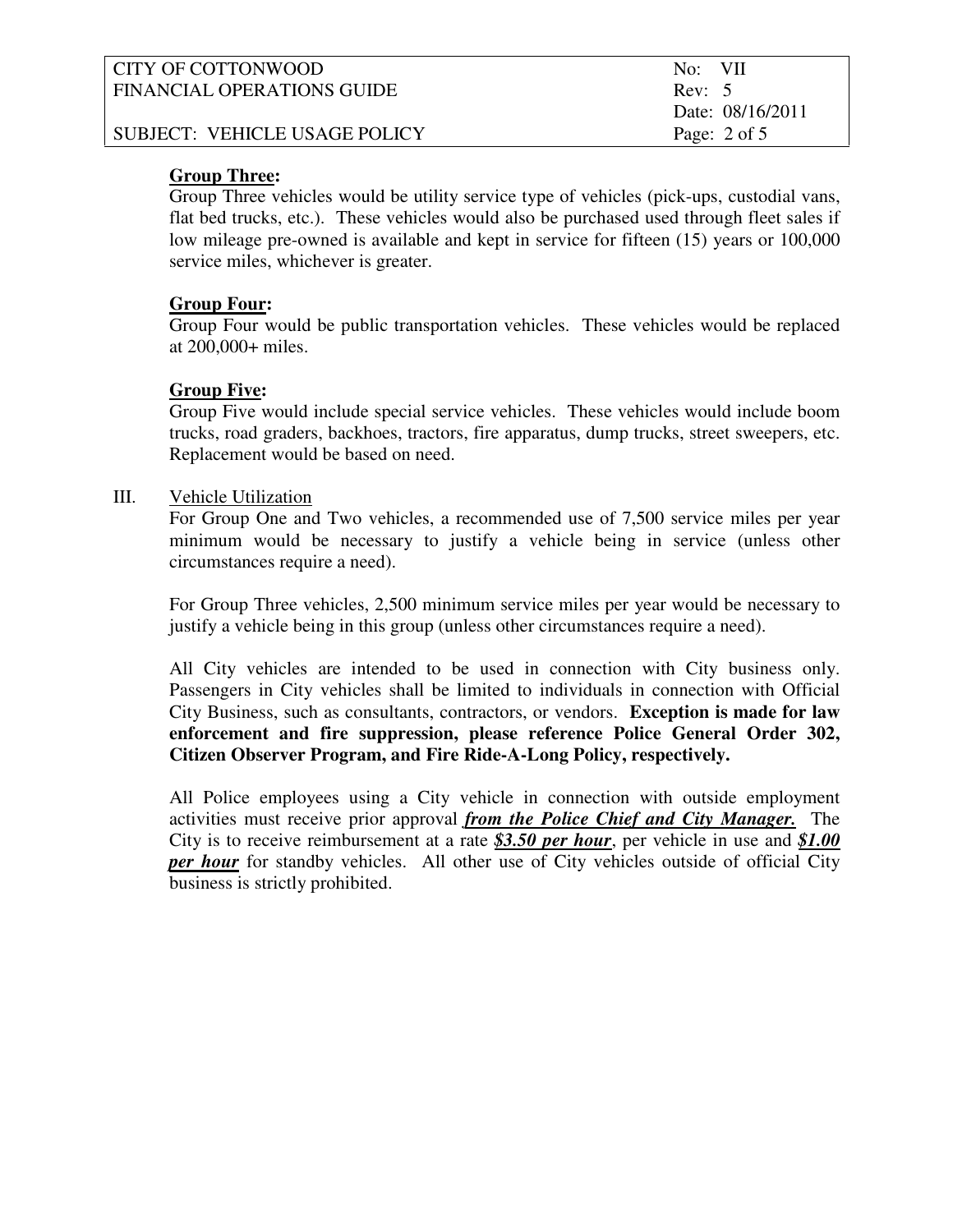**Group Three:**
Group Three vehicles would be utility service type of vehicles (pick-ups, custodial vans, flat bed trucks, etc.). These vehicles would also be purchased used through fleet sales if low mileage pre-owned is available and kept in service for fifteen (15) years or 100,000 service miles, whichever is greater.

**Group Four:**
Group Four would be public transportation vehicles. These vehicles would be replaced at 200,000+ miles.

**Group Five:**
Group Five would include special service vehicles. These vehicles would include boom trucks, road graders, backhoes, tractors, fire apparatus, dump trucks, street sweepers, etc. Replacement would be based on need.

III. Vehicle Utilization

For Group One and Two vehicles, a recommended use of 7,500 service miles per year minimum would be necessary to justify a vehicle being in service (unless other circumstances require a need).

For Group Three vehicles, 2,500 minimum service miles per year would be necessary to justify a vehicle being in this group (unless other circumstances require a need).

All City vehicles are intended to be used in connection with City business only. Passengers in City vehicles shall be limited to individuals in connection with Official City Business, such as consultants, contractors, or vendors. **Exception is made for law enforcement and fire suppression, please reference Police General Order 302, Citizen Observer Program, and Fire Ride-A-Long Policy, respectively.**

All Police employees using a City vehicle in connection with outside employment activities must receive prior approval ***from the Police Chief and City Manager.*** The City is to receive reimbursement at a rate ***$3.50 per hour***, per vehicle in use and ***$1.00 per hour*** for standby vehicles. All other use of City vehicles outside of official City business is strictly prohibited.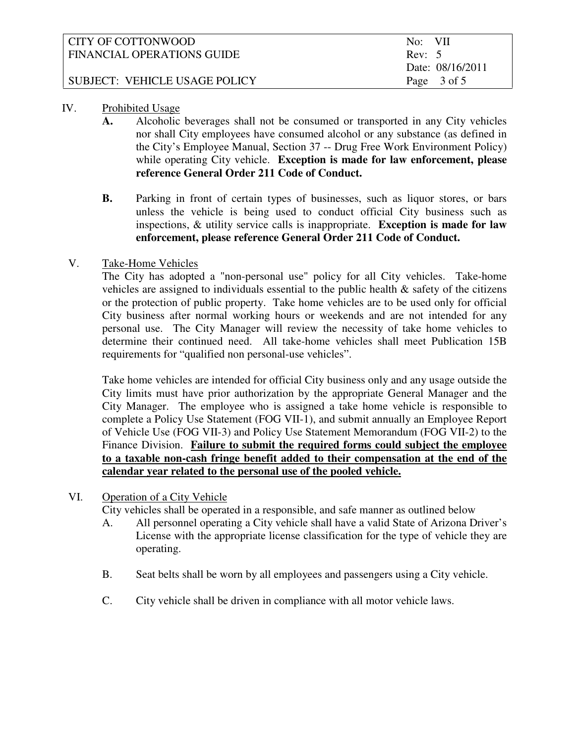## IV. Prohibited Usage

**A.** Alcoholic beverages shall not be consumed or transported in any City vehicles nor shall City employees have consumed alcohol or any substance (as defined in the City's Employee Manual, Section 37 -- Drug Free Work Environment Policy) while operating City vehicle. **Exception is made for law enforcement, please reference General Order 211 Code of Conduct.**

**B.** Parking in front of certain types of businesses, such as liquor stores, or bars unless the vehicle is being used to conduct official City business such as inspections, & utility service calls is inappropriate. **Exception is made for law enforcement, please reference General Order 211 Code of Conduct.**

## V. Take-Home Vehicles

The City has adopted a "non-personal use" policy for all City vehicles. Take-home vehicles are assigned to individuals essential to the public health & safety of the citizens or the protection of public property. Take home vehicles are to be used only for official City business after normal working hours or weekends and are not intended for any personal use. The City Manager will review the necessity of take home vehicles to determine their continued need. All take-home vehicles shall meet Publication 15B requirements for "qualified non personal-use vehicles".

Take home vehicles are intended for official City business only and any usage outside the City limits must have prior authorization by the appropriate General Manager and the City Manager. The employee who is assigned a take home vehicle is responsible to complete a Policy Use Statement (FOG VII-1), and submit annually an Employee Report of Vehicle Use (FOG VII-3) and Policy Use Statement Memorandum (FOG VII-2) to the Finance Division. **<u>Failure to submit the required forms could subject the employee to a taxable non-cash fringe benefit added to their compensation at the end of the calendar year related to the personal use of the pooled vehicle.</u>**

## VI. Operation of a City Vehicle

City vehicles shall be operated in a responsible, and safe manner as outlined below

A. All personnel operating a City vehicle shall have a valid State of Arizona Driver's License with the appropriate license classification for the type of vehicle they are operating.

B. Seat belts shall be worn by all employees and passengers using a City vehicle.

C. City vehicle shall be driven in compliance with all motor vehicle laws.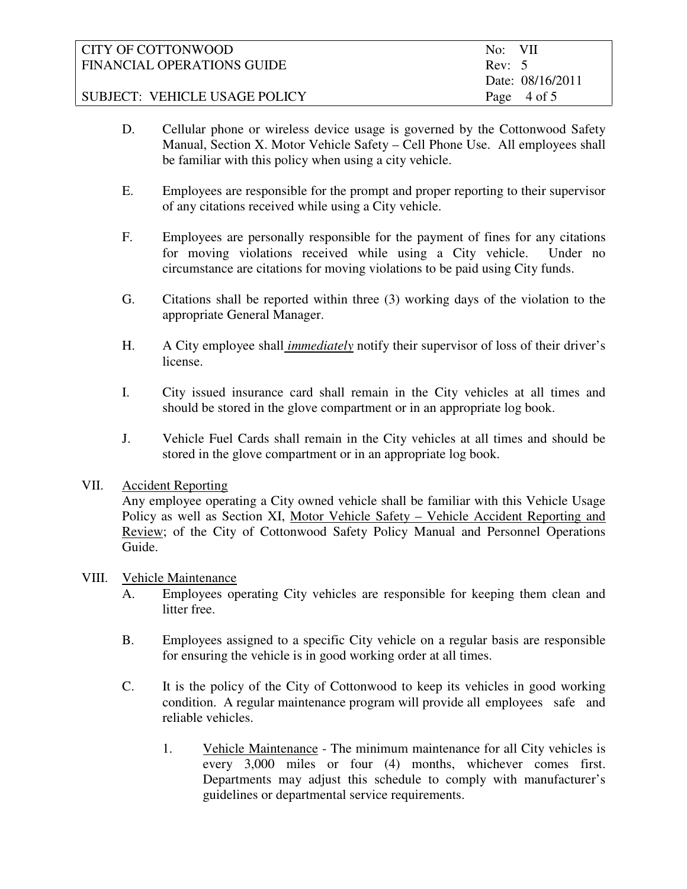D. Cellular phone or wireless device usage is governed by the Cottonwood Safety Manual, Section X. Motor Vehicle Safety – Cell Phone Use. All employees shall be familiar with this policy when using a city vehicle.

E. Employees are responsible for the prompt and proper reporting to their supervisor of any citations received while using a City vehicle.

F. Employees are personally responsible for the payment of fines for any citations for moving violations received while using a City vehicle. Under no circumstance are citations for moving violations to be paid using City funds.

G. Citations shall be reported within three (3) working days of the violation to the appropriate General Manager.

H. A City employee shall ***immediately*** notify their supervisor of loss of their driver's license.

I. City issued insurance card shall remain in the City vehicles at all times and should be stored in the glove compartment or in an appropriate log book.

J. Vehicle Fuel Cards shall remain in the City vehicles at all times and should be stored in the glove compartment or in an appropriate log book.

VII. Accident Reporting

Any employee operating a City owned vehicle shall be familiar with this Vehicle Usage Policy as well as Section XI, Motor Vehicle Safety – Vehicle Accident Reporting and Review; of the City of Cottonwood Safety Policy Manual and Personnel Operations Guide.

VIII. Vehicle Maintenance

A. Employees operating City vehicles are responsible for keeping them clean and litter free.

B. Employees assigned to a specific City vehicle on a regular basis are responsible for ensuring the vehicle is in good working order at all times.

C. It is the policy of the City of Cottonwood to keep its vehicles in good working condition. A regular maintenance program will provide all employees safe and reliable vehicles.

1. Vehicle Maintenance - The minimum maintenance for all City vehicles is every 3,000 miles or four (4) months, whichever comes first. Departments may adjust this schedule to comply with manufacturer's guidelines or departmental service requirements.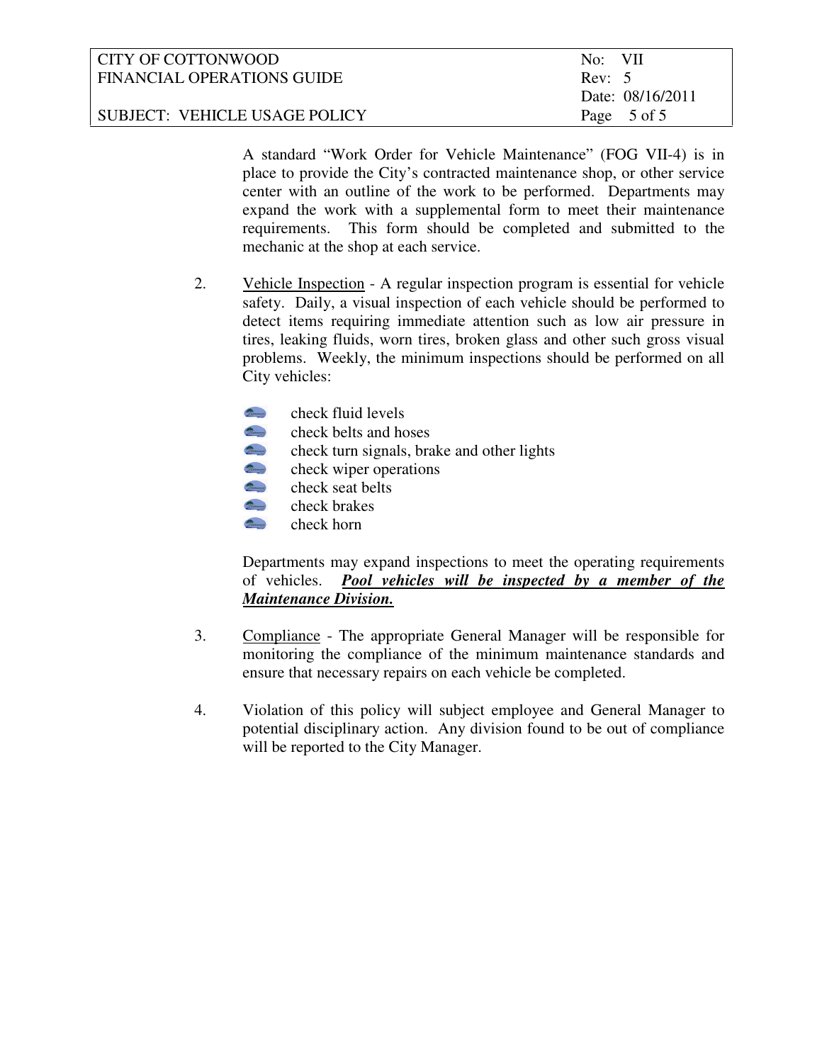A standard "Work Order for Vehicle Maintenance" (FOG VII-4) is in place to provide the City's contracted maintenance shop, or other service center with an outline of the work to be performed. Departments may expand the work with a supplemental form to meet their maintenance requirements. This form should be completed and submitted to the mechanic at the shop at each service.

2. Vehicle Inspection - A regular inspection program is essential for vehicle safety. Daily, a visual inspection of each vehicle should be performed to detect items requiring immediate attention such as low air pressure in tires, leaking fluids, worn tires, broken glass and other such gross visual problems. Weekly, the minimum inspections should be performed on all City vehicles:

   - check fluid levels
   - check belts and hoses
   - check turn signals, brake and other lights
   - check wiper operations
   - check seat belts
   - check brakes
   - check horn

   Departments may expand inspections to meet the operating requirements of vehicles. ***Pool vehicles will be inspected by a member of the Maintenance Division.***

3. Compliance - The appropriate General Manager will be responsible for monitoring the compliance of the minimum maintenance standards and ensure that necessary repairs on each vehicle be completed.

4. Violation of this policy will subject employee and General Manager to potential disciplinary action. Any division found to be out of compliance will be reported to the City Manager.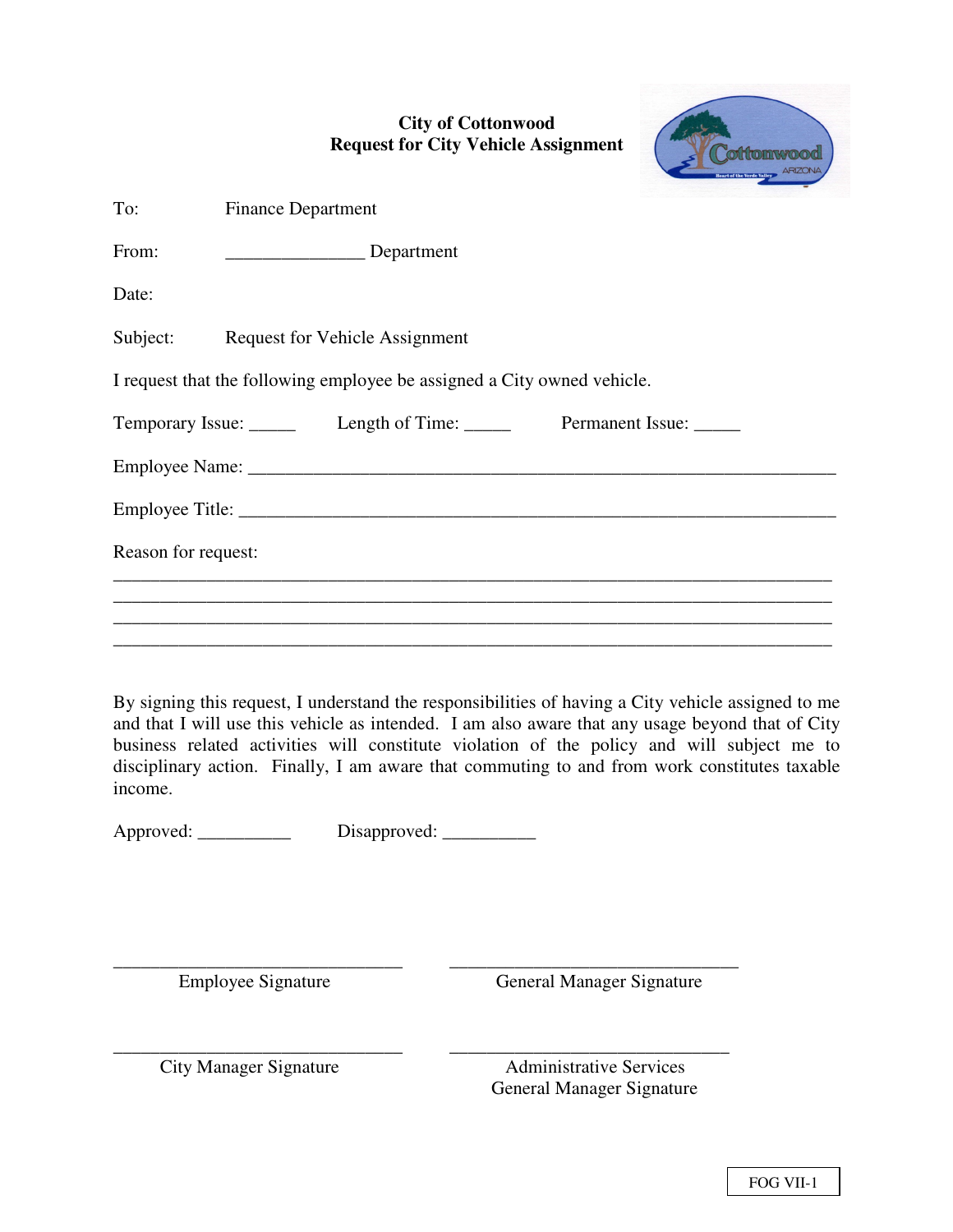# City of Cottonwood
## Request for City Vehicle Assignment

To: Finance Department

From: _______________ Department

Date:

Subject: Request for Vehicle Assignment

I request that the following employee be assigned a City owned vehicle.

Temporary Issue: _____ Length of Time: _____ Permanent Issue: _____

Employee Name: _________________________________________________________________

Employee Title: _________________________________________________________________

Reason for request:

_______________________________________________________________________________
_______________________________________________________________________________
_______________________________________________________________________________
_______________________________________________________________________________

By signing this request, I understand the responsibilities of having a City vehicle assigned to me and that I will use this vehicle as intended. I am also aware that any usage beyond that of City business related activities will constitute violation of the policy and will subject me to disciplinary action. Finally, I am aware that commuting to and from work constitutes taxable income.

Approved: __________ Disapproved: __________

________________________________
Employee Signature

________________________________
General Manager Signature

________________________________
City Manager Signature

________________________________
Administrative Services General Manager Signature

FOG VII-1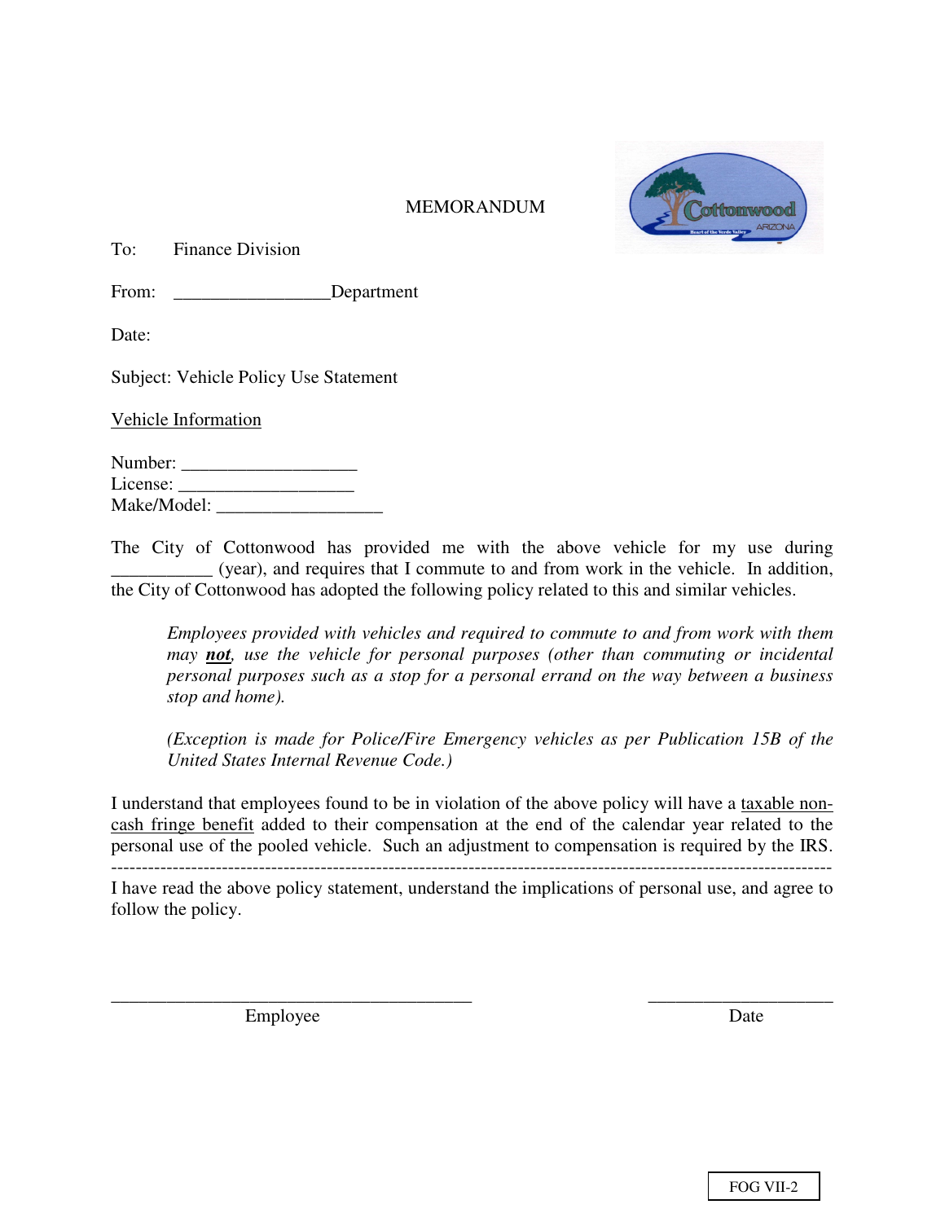MEMORANDUM

To: Finance Division

From: _________________Department

Date:

Subject: Vehicle Policy Use Statement

Vehicle Information

Number: ___________________
License: ___________________
Make/Model: __________________

The City of Cottonwood has provided me with the above vehicle for my use during ___________ (year), and requires that I commute to and from work in the vehicle. In addition, the City of Cottonwood has adopted the following policy related to this and similar vehicles.

> *Employees provided with vehicles and required to commute to and from work with them may **not**, use the vehicle for personal purposes (other than commuting or incidental personal purposes such as a stop for a personal errand on the way between a business stop and home).*
>
> *(Exception is made for Police/Fire Emergency vehicles as per Publication 15B of the United States Internal Revenue Code.)*

I understand that employees found to be in violation of the above policy will have a taxable non-cash fringe benefit added to their compensation at the end of the calendar year related to the personal use of the pooled vehicle. Such an adjustment to compensation is required by the IRS.

---

I have read the above policy statement, understand the implications of personal use, and agree to follow the policy.

__________________________________________ ____________________
Employee Date

FOG VII-2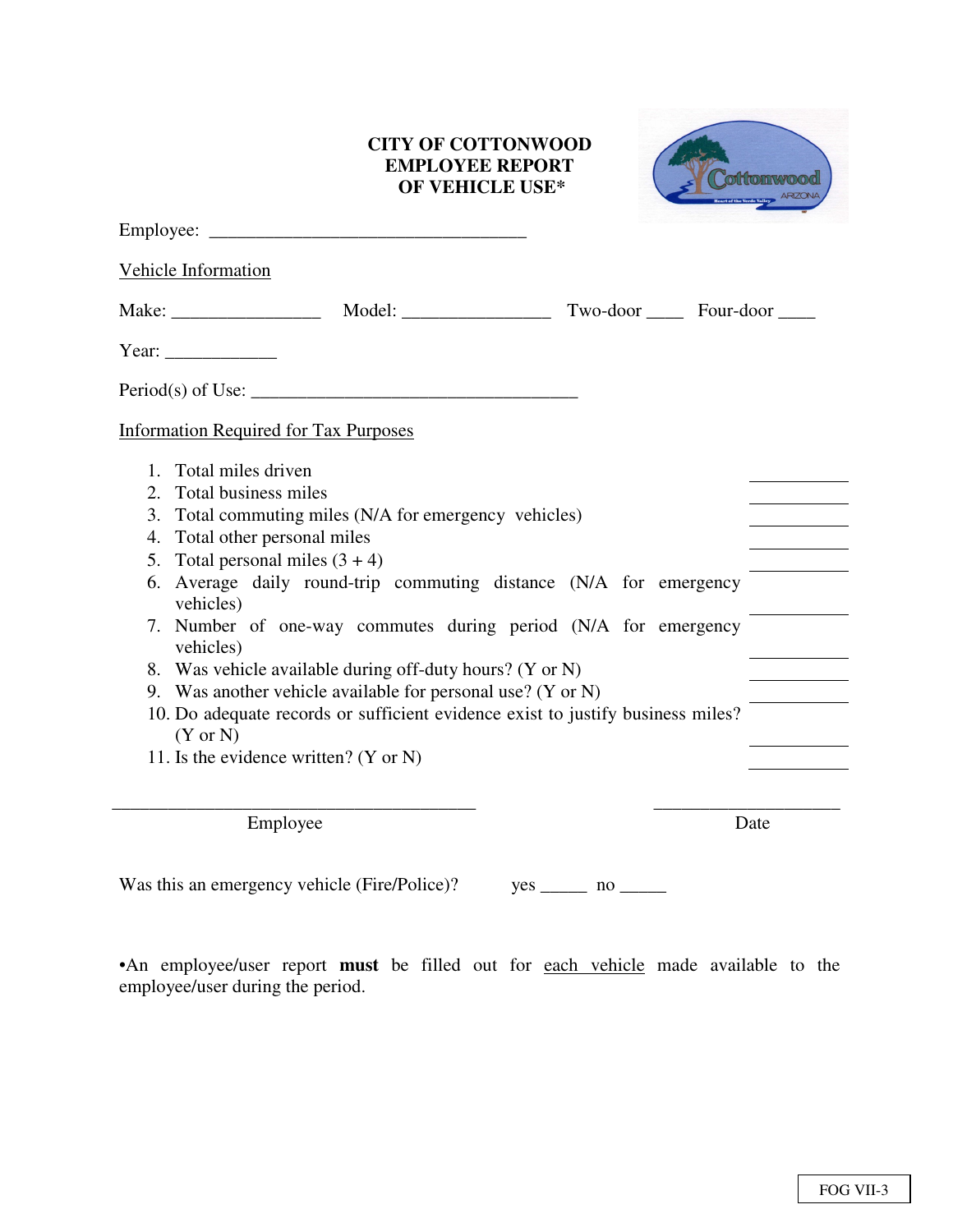# CITY OF COTTONWOOD EMPLOYEE REPORT OF VEHICLE USE*

Employee: ___________________________________

Vehicle Information

Make: ________________ Model: ________________ Two-door ____ Four-door ____

Year: ____________

Period(s) of Use: ____________________________________

Information Required for Tax Purposes

1. Total miles driven ___________
2. Total business miles ___________
3. Total commuting miles (N/A for emergency vehicles) ___________
4. Total other personal miles ___________
5. Total personal miles (3 + 4) ___________
6. Average daily round-trip commuting distance (N/A for emergency vehicles) ___________
7. Number of one-way commutes during period (N/A for emergency vehicles) ___________
8. Was vehicle available during off-duty hours? (Y or N) ___________
9. Was another vehicle available for personal use? (Y or N) ___________
10. Do adequate records or sufficient evidence exist to justify business miles? (Y or N) ___________
11. Is the evidence written? (Y or N) ___________

________________________________________ ____________________

Employee Date

Was this an emergency vehicle (Fire/Police)? yes _____ no _____

•An employee/user report **must** be filled out for each vehicle made available to the employee/user during the period.

FOG VII-3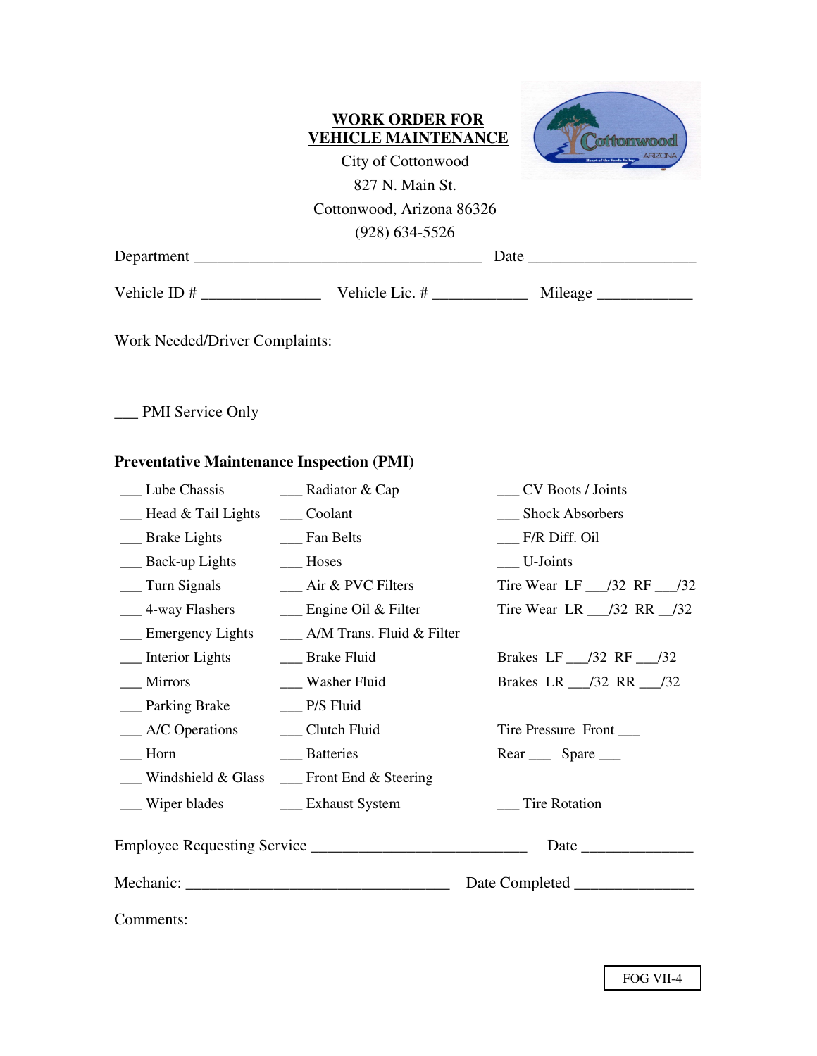**WORK ORDER FOR VEHICLE MAINTENANCE**

City of Cottonwood
827 N. Main St.
Cottonwood, Arizona 86326
(928) 634-5526

Department ____________________________________ Date ____________________

Vehicle ID # _______________ Vehicle Lic. # ____________ Mileage ____________

Work Needed/Driver Complaints:

___ PMI Service Only

**Preventative Maintenance Inspection (PMI)**

| | | |
|---|---|---|
| ___ Lube Chassis | ___ Radiator & Cap | ___ CV Boots / Joints |
| ___ Head & Tail Lights | ___ Coolant | ___ Shock Absorbers |
| ___ Brake Lights | ___ Fan Belts | ___ F/R Diff. Oil |
| ___ Back-up Lights | ___ Hoses | ___ U-Joints |
| ___ Turn Signals | ___ Air & PVC Filters | Tire Wear LF ___/32 RF ___/32 |
| ___ 4-way Flashers | ___ Engine Oil & Filter | Tire Wear LR ___/32 RR __/32 |
| ___ Emergency Lights | ___ A/M Trans. Fluid & Filter | |
| ___ Interior Lights | ___ Brake Fluid | Brakes LF ___/32 RF ___/32 |
| ___ Mirrors | ___ Washer Fluid | Brakes LR ___/32 RR ___/32 |
| ___ Parking Brake | ___ P/S Fluid | |
| ___ A/C Operations | ___ Clutch Fluid | Tire Pressure Front ___ |
| ___ Horn | ___ Batteries | Rear ___ Spare ___ |
| ___ Windshield & Glass | ___ Front End & Steering | |
| ___ Wiper blades | ___ Exhaust System | ___ Tire Rotation |

Employee Requesting Service ___________________________ Date ______________

Mechanic: __________________________________ Date Completed _______________

Comments:

FOG VII-4